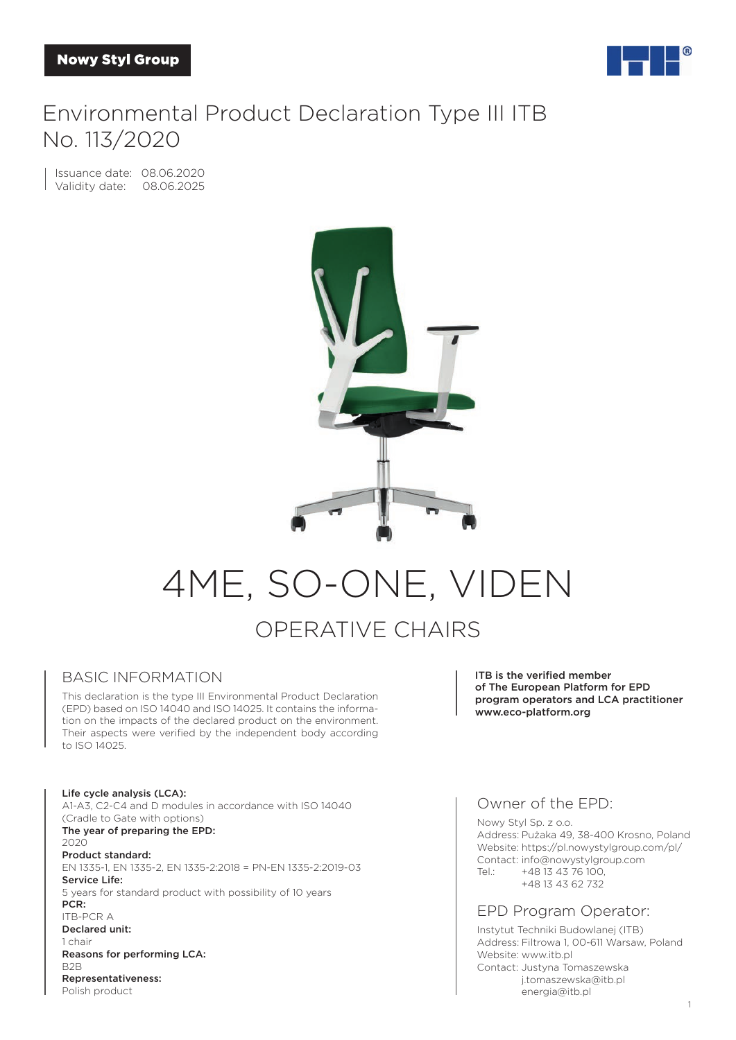Nowy Styl Group

# Environmental Product Declaration Type III ITB No. 113/2020

Issuance date: 08.06.2020
Validity date: 08.06.2025

# 4ME, SO-ONE, VIDEN

## OPERATIVE CHAIRS

## BASIC INFORMATION

This declaration is the type III Environmental Product Declaration (EPD) based on ISO 14040 and ISO 14025. It contains the information on the impacts of the declared product on the environment. Their aspects were verified by the independent body according to ISO 14025.

**ITB is the verified member of The European Platform for EPD program operators and LCA practitioner www.eco-platform.org**

**Life cycle analysis (LCA):**
A1-A3, C2-C4 and D modules in accordance with ISO 14040 (Cradle to Gate with options)
**The year of preparing the EPD:**
2020
**Product standard:**
EN 1335-1, EN 1335-2, EN 1335-2:2018 = PN-EN 1335-2:2019-03
**Service Life:**
5 years for standard product with possibility of 10 years
**PCR:**
ITB-PCR A
**Declared unit:**
1 chair
**Reasons for performing LCA:**
B2B
**Representativeness:**
Polish product

## Owner of the EPD:

Nowy Styl Sp. z o.o.
Address: Pużaka 49, 38-400 Krosno, Poland
Website: https://pl.nowystylgroup.com/pl/
Contact: info@nowystylgroup.com
Tel.: +48 13 43 76 100,
+48 13 43 62 732

## EPD Program Operator:

Instytut Techniki Budowlanej (ITB)
Address: Filtrowa 1, 00-611 Warsaw, Poland
Website: www.itb.pl
Contact: Justyna Tomaszewska
j.tomaszewska@itb.pl
energia@itb.pl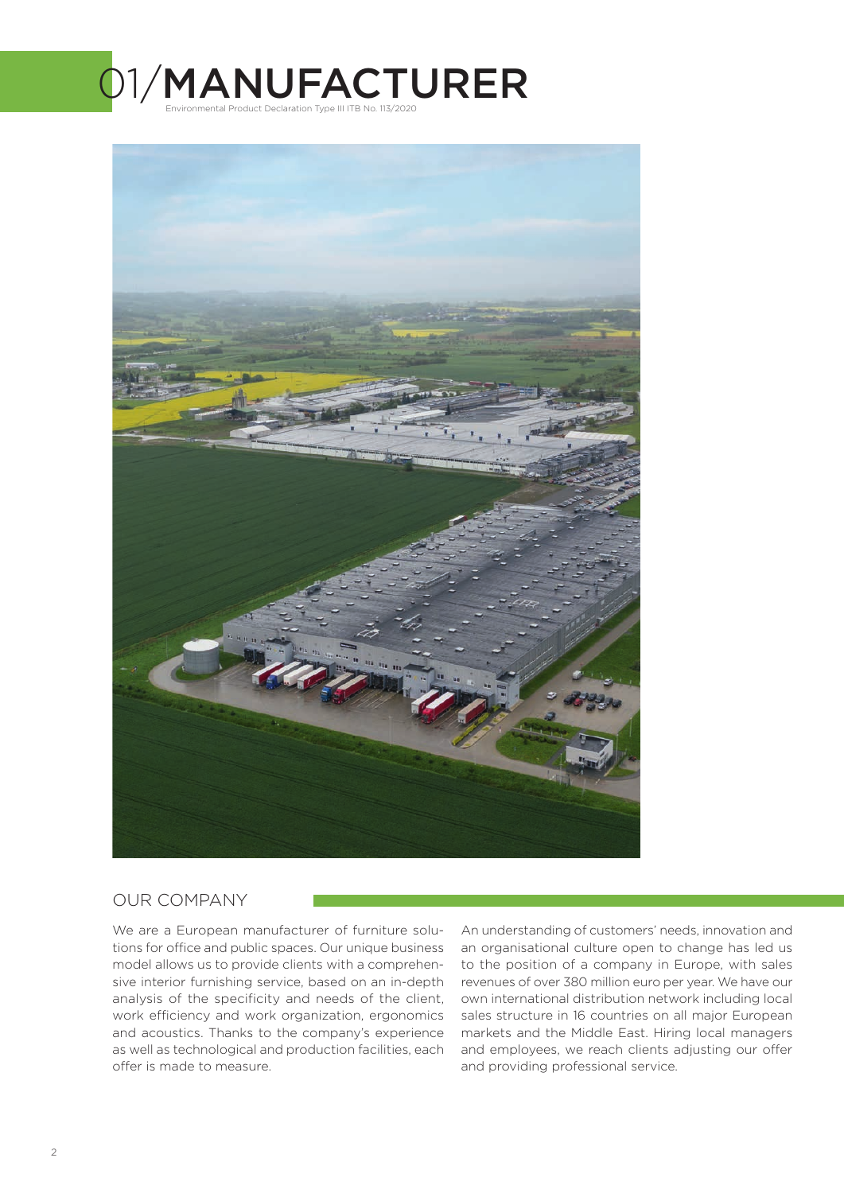# 01/MANUFACTURER

Environmental Product Declaration Type III ITB No. 113/2020

## OUR COMPANY

We are a European manufacturer of furniture solutions for office and public spaces. Our unique business model allows us to provide clients with a comprehensive interior furnishing service, based on an in-depth analysis of the specificity and needs of the client, work efficiency and work organization, ergonomics and acoustics. Thanks to the company's experience as well as technological and production facilities, each offer is made to measure.

An understanding of customers' needs, innovation and an organisational culture open to change has led us to the position of a company in Europe, with sales revenues of over 380 million euro per year. We have our own international distribution network including local sales structure in 16 countries on all major European markets and the Middle East. Hiring local managers and employees, we reach clients adjusting our offer and providing professional service.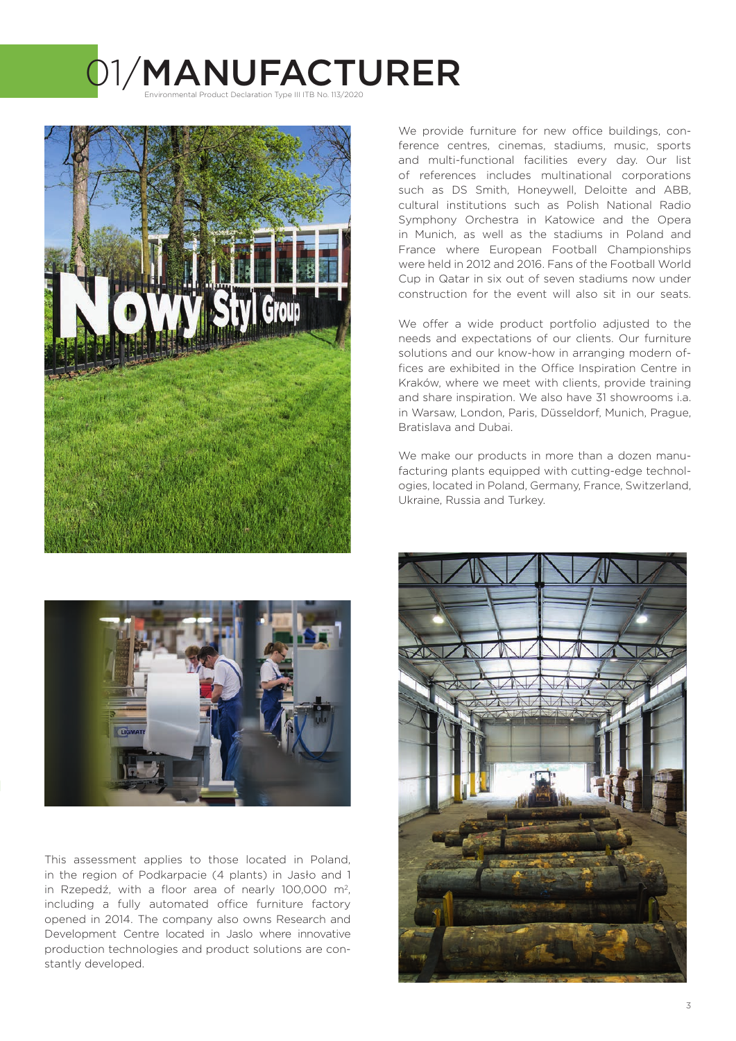# 01/MANUFACTURER

Environmental Product Declaration Type III ITB No. 113/2020

We provide furniture for new office buildings, conference centres, cinemas, stadiums, music, sports and multi-functional facilities every day. Our list of references includes multinational corporations such as DS Smith, Honeywell, Deloitte and ABB, cultural institutions such as Polish National Radio Symphony Orchestra in Katowice and the Opera in Munich, as well as the stadiums in Poland and France where European Football Championships were held in 2012 and 2016. Fans of the Football World Cup in Qatar in six out of seven stadiums now under construction for the event will also sit in our seats.

We offer a wide product portfolio adjusted to the needs and expectations of our clients. Our furniture solutions and our know-how in arranging modern offices are exhibited in the Office Inspiration Centre in Kraków, where we meet with clients, provide training and share inspiration. We also have 31 showrooms i.a. in Warsaw, London, Paris, Düsseldorf, Munich, Prague, Bratislava and Dubai.

We make our products in more than a dozen manufacturing plants equipped with cutting-edge technologies, located in Poland, Germany, France, Switzerland, Ukraine, Russia and Turkey.

This assessment applies to those located in Poland, in the region of Podkarpacie (4 plants) in Jasło and 1 in Rzepedź, with a floor area of nearly 100,000 m$^2$, including a fully automated office furniture factory opened in 2014. The company also owns Research and Development Centre located in Jaslo where innovative production technologies and product solutions are constantly developed.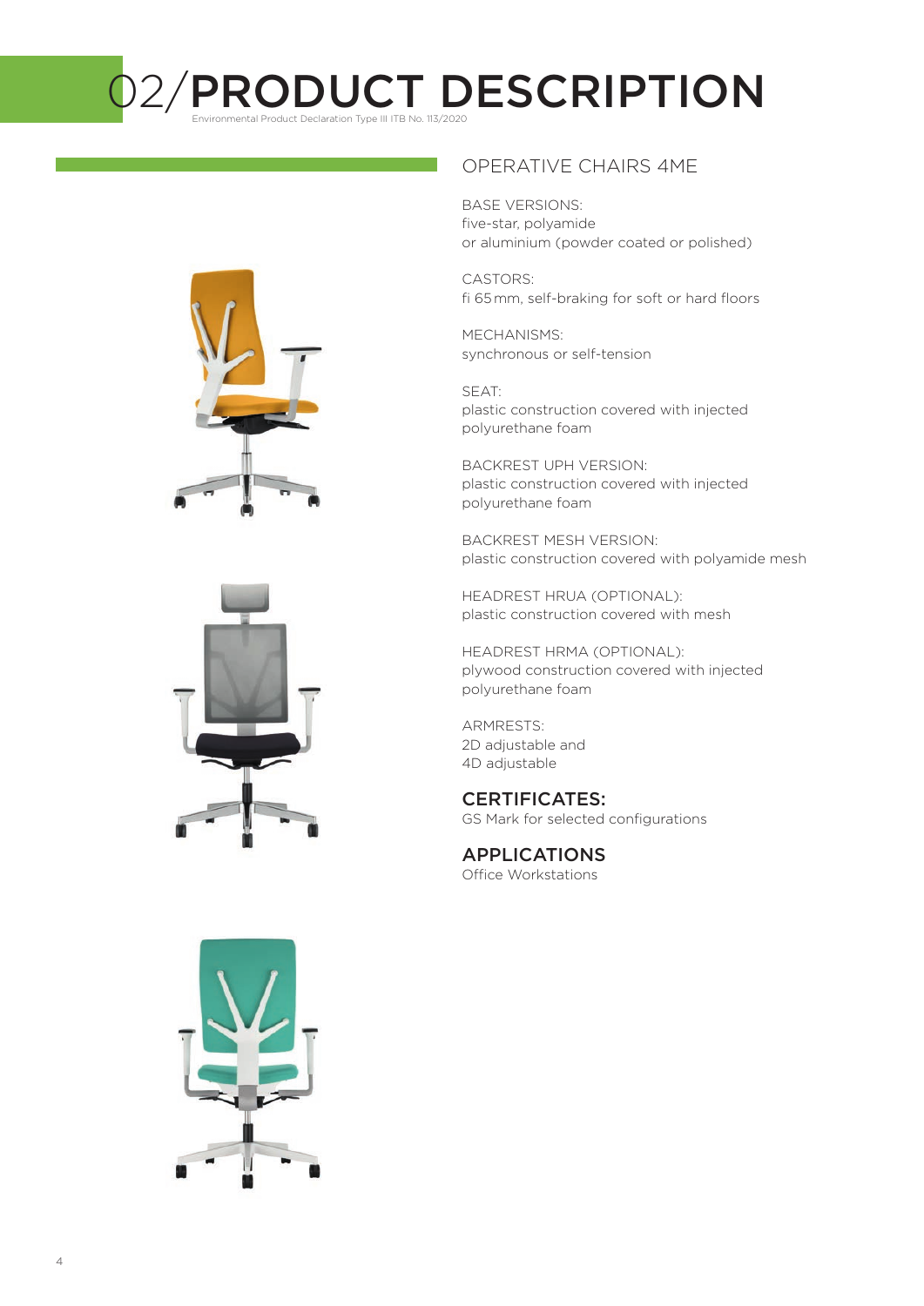# 02/PRODUCT DESCRIPTION

Environmental Product Declaration Type III ITB No. 113/2020

## OPERATIVE CHAIRS 4ME

BASE VERSIONS:
five-star, polyamide
or aluminium (powder coated or polished)

CASTORS:
fi 65 mm, self-braking for soft or hard floors

MECHANISMS:
synchronous or self-tension

SEAT:
plastic construction covered with injected polyurethane foam

BACKREST UPH VERSION:
plastic construction covered with injected polyurethane foam

BACKREST MESH VERSION:
plastic construction covered with polyamide mesh

HEADREST HRUA (OPTIONAL):
plastic construction covered with mesh

HEADREST HRMA (OPTIONAL):
plywood construction covered with injected polyurethane foam

ARMRESTS:
2D adjustable and
4D adjustable

### CERTIFICATES:

GS Mark for selected configurations

### APPLICATIONS

Office Workstations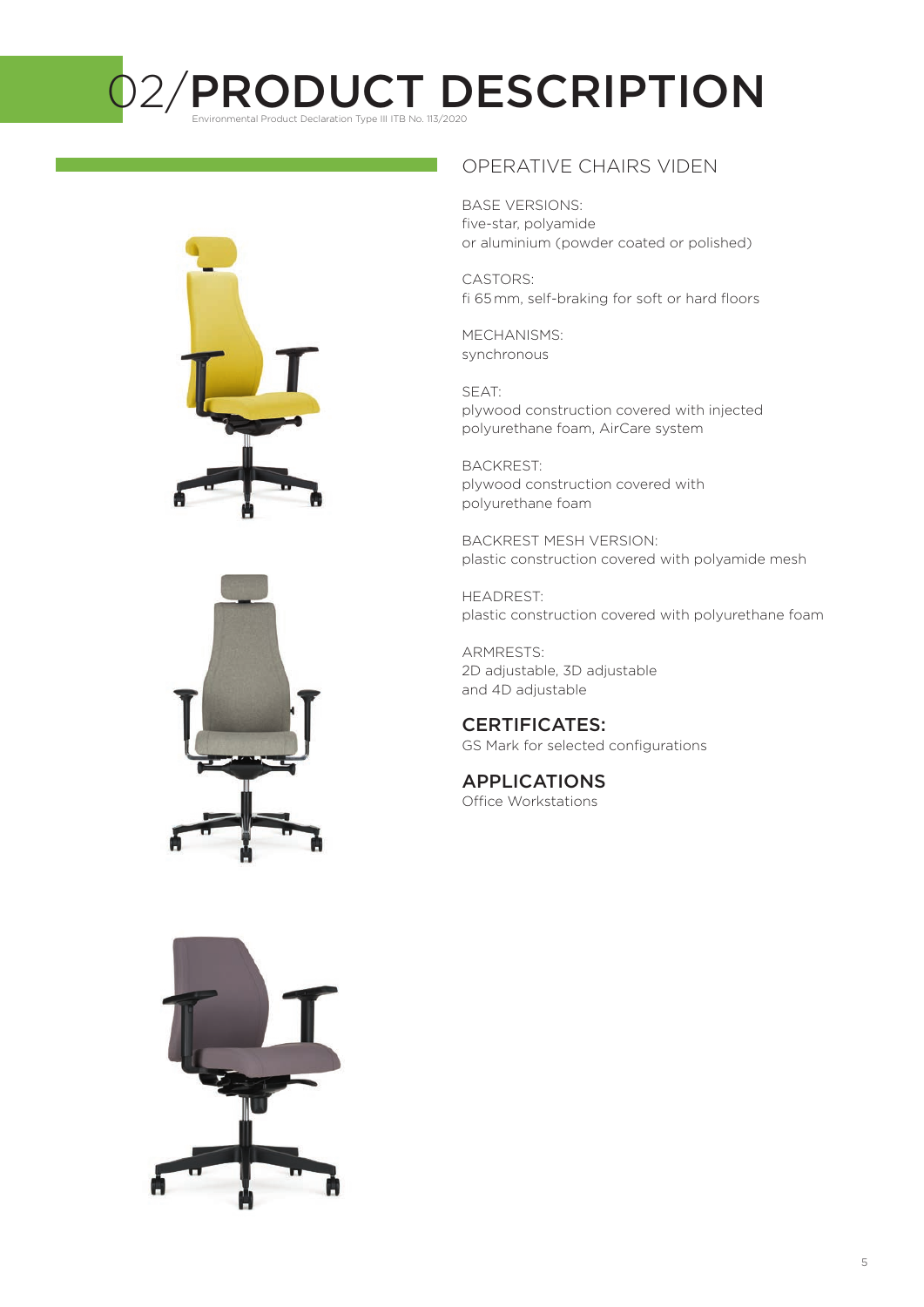# 02/PRODUCT DESCRIPTION

Environmental Product Declaration Type III ITB No. 113/2020

## OPERATIVE CHAIRS VIDEN

BASE VERSIONS:
five-star, polyamide
or aluminium (powder coated or polished)

CASTORS:
fi 65 mm, self-braking for soft or hard floors

MECHANISMS:
synchronous

SEAT:
plywood construction covered with injected polyurethane foam, AirCare system

BACKREST:
plywood construction covered with polyurethane foam

BACKREST MESH VERSION:
plastic construction covered with polyamide mesh

HEADREST:
plastic construction covered with polyurethane foam

ARMRESTS:
2D adjustable, 3D adjustable
and 4D adjustable

### CERTIFICATES:

GS Mark for selected configurations

### APPLICATIONS

Office Workstations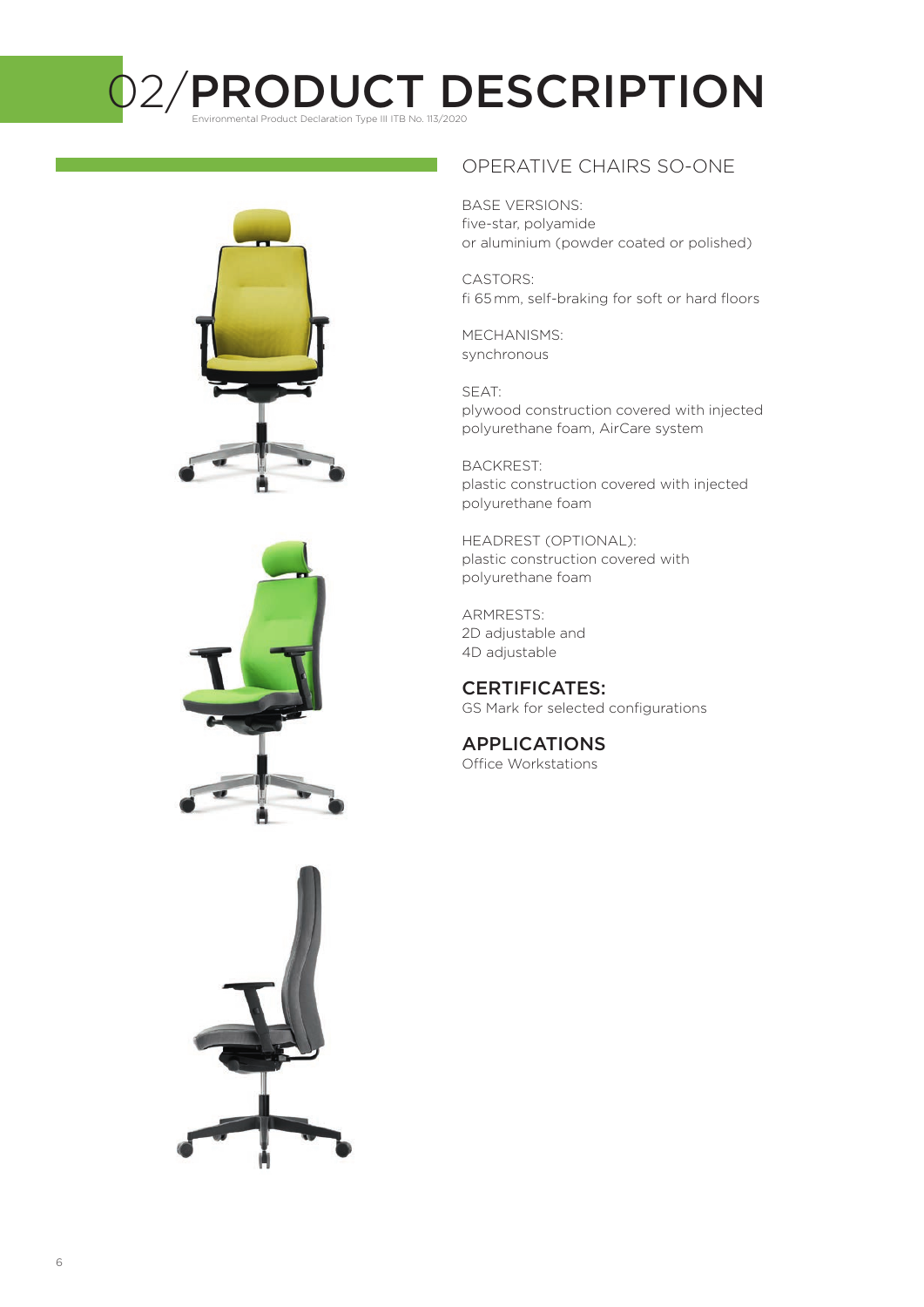# 02/PRODUCT DESCRIPTION

Environmental Product Declaration Type III ITB No. 113/2020

## OPERATIVE CHAIRS SO-ONE

BASE VERSIONS:
five-star, polyamide
or aluminium (powder coated or polished)

CASTORS:
fi 65 mm, self-braking for soft or hard floors

MECHANISMS:
synchronous

SEAT:
plywood construction covered with injected polyurethane foam, AirCare system

BACKREST:
plastic construction covered with injected polyurethane foam

HEADREST (OPTIONAL):
plastic construction covered with polyurethane foam

ARMRESTS:
2D adjustable and
4D adjustable

### CERTIFICATES:

GS Mark for selected configurations

### APPLICATIONS

Office Workstations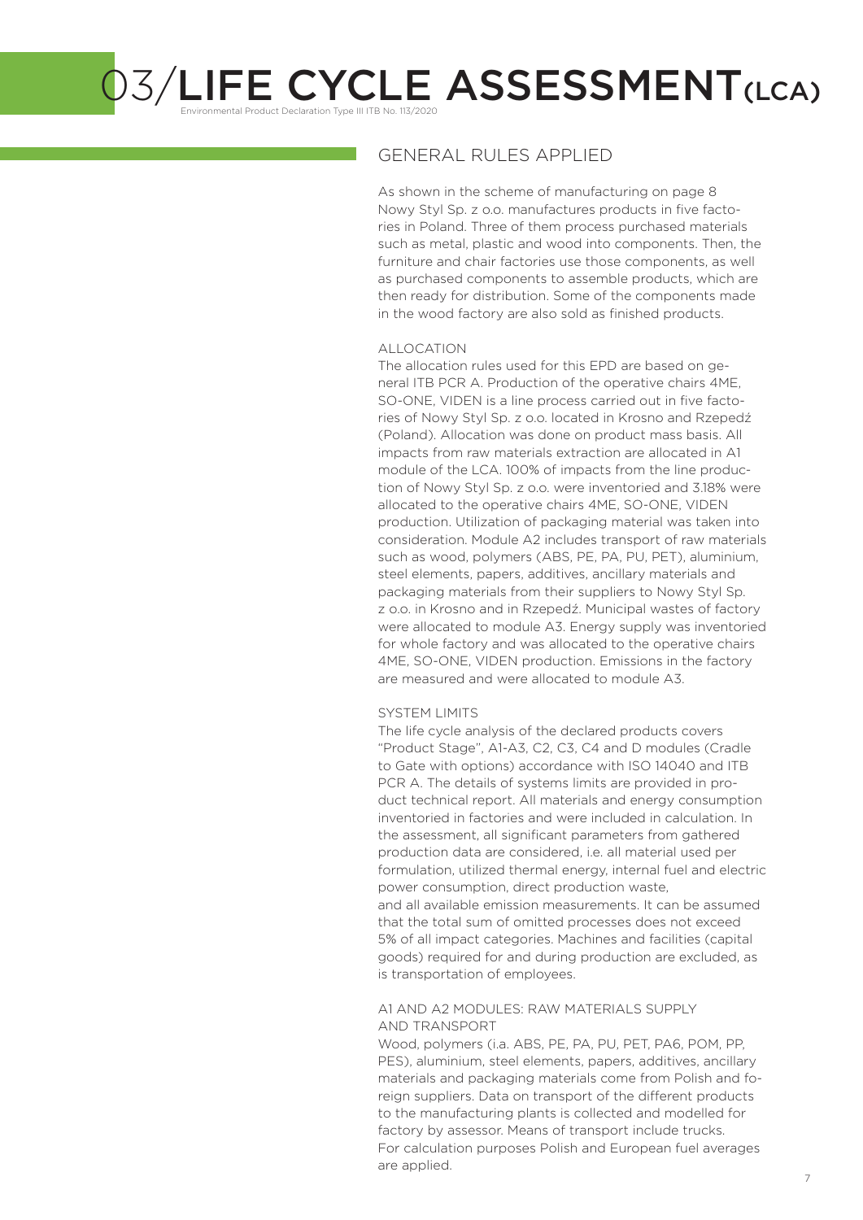# 03/LIFE CYCLE ASSESSMENT (LCA)

Environmental Product Declaration Type III ITB No. 113/2020

## GENERAL RULES APPLIED

As shown in the scheme of manufacturing on page 8 Nowy Styl Sp. z o.o. manufactures products in five factories in Poland. Three of them process purchased materials such as metal, plastic and wood into components. Then, the furniture and chair factories use those components, as well as purchased components to assemble products, which are then ready for distribution. Some of the components made in the wood factory are also sold as finished products.

### ALLOCATION

The allocation rules used for this EPD are based on general ITB PCR A. Production of the operative chairs 4ME, SO-ONE, VIDEN is a line process carried out in five factories of Nowy Styl Sp. z o.o. located in Krosno and Rzepedź (Poland). Allocation was done on product mass basis. All impacts from raw materials extraction are allocated in A1 module of the LCA. 100% of impacts from the line production of Nowy Styl Sp. z o.o. were inventoried and 3.18% were allocated to the operative chairs 4ME, SO-ONE, VIDEN production. Utilization of packaging material was taken into consideration. Module A2 includes transport of raw materials such as wood, polymers (ABS, PE, PA, PU, PET), aluminium, steel elements, papers, additives, ancillary materials and packaging materials from their suppliers to Nowy Styl Sp. z o.o. in Krosno and in Rzepedź. Municipal wastes of factory were allocated to module A3. Energy supply was inventoried for whole factory and was allocated to the operative chairs 4ME, SO-ONE, VIDEN production. Emissions in the factory are measured and were allocated to module A3.

### SYSTEM LIMITS

The life cycle analysis of the declared products covers "Product Stage", A1-A3, C2, C3, C4 and D modules (Cradle to Gate with options) accordance with ISO 14040 and ITB PCR A. The details of systems limits are provided in product technical report. All materials and energy consumption inventoried in factories and were included in calculation. In the assessment, all significant parameters from gathered production data are considered, i.e. all material used per formulation, utilized thermal energy, internal fuel and electric power consumption, direct production waste, and all available emission measurements. It can be assumed that the total sum of omitted processes does not exceed 5% of all impact categories. Machines and facilities (capital goods) required for and during production are excluded, as is transportation of employees.

### A1 AND A2 MODULES: RAW MATERIALS SUPPLY AND TRANSPORT

Wood, polymers (i.a. ABS, PE, PA, PU, PET, PA6, POM, PP, PES), aluminium, steel elements, papers, additives, ancillary materials and packaging materials come from Polish and foreign suppliers. Data on transport of the different products to the manufacturing plants is collected and modelled for factory by assessor. Means of transport include trucks. For calculation purposes Polish and European fuel averages are applied.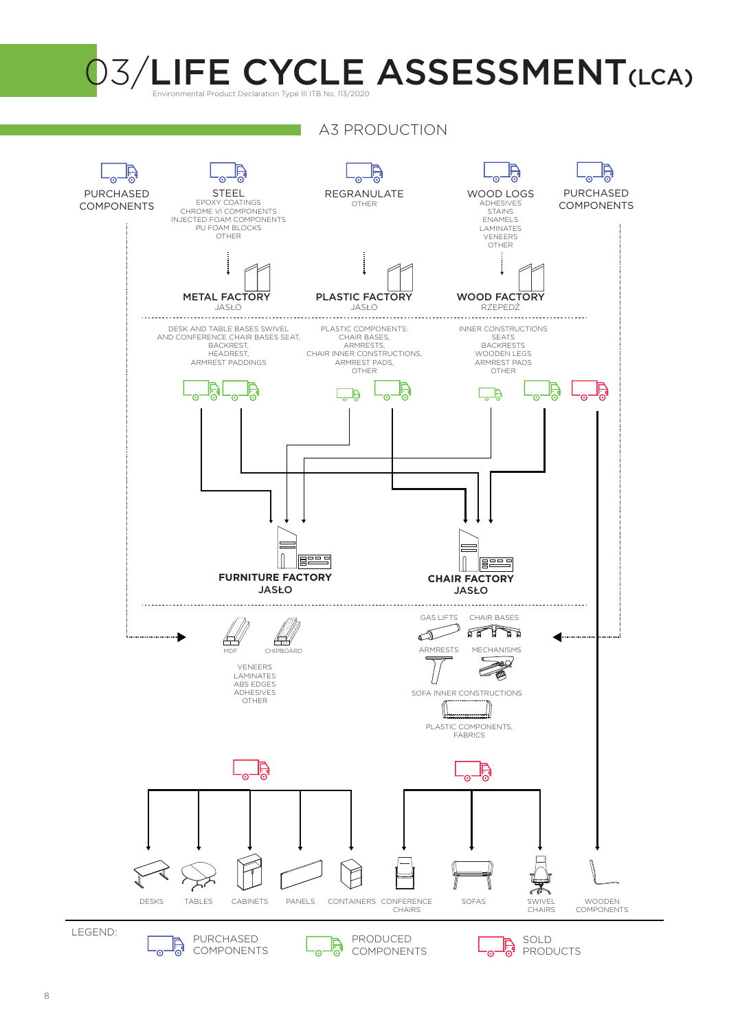# 03/LIFE CYCLE ASSESSMENT (LCA)

Environmental Product Declaration Type III ITB No. 113/2020

## A3 PRODUCTION

PURCHASED COMPONENTS

STEEL
EPOXY COATINGS
CHROME VI COMPONENTS
INJECTED FOAM COMPONENTS
PU FOAM BLOCKS
OTHER

REGRANULATE
OTHER

WOOD LOGS
ADHESIVES
STAINS
ENAMELS
LAMINATES
VENEERS
OTHER

PURCHASED COMPONENTS

**METAL FACTORY**
JASŁO

**PLASTIC FACTORY**
JASŁO

**WOOD FACTORY**
RZEPEDŹ

DESK AND TABLE BASES SWIVEL AND CONFERENCE CHAIR BASES SEAT, BACKREST, HEADREST, ARMREST PADDINGS

PLASTIC COMPONENTS: CHAIR BASES, ARMRESTS, CHAIR INNER CONSTRUCTIONS, ARMREST PADS, OTHER

INNER CONSTRUCTIONS SEATS BACKRESTS WOODEN LEGS ARMREST PADS OTHER

**FURNITURE FACTORY**
**JASŁO**

**CHAIR FACTORY**
**JASŁO**

MDF
CHIPBOARD

VENEERS
LAMINATES
ABS EDGES
ADHESIVES
OTHER

GAS LIFTS
CHAIR BASES
ARMRESTS
MECHANISMS
SOFA INNER CONSTRUCTIONS
PLASTIC COMPONENTS, FABRICS

DESKS, TABLES, CABINETS, PANELS, CONTAINERS, CONFERENCE CHAIRS, SOFAS, SWIVEL CHAIRS, WOODEN COMPONENTS

LEGEND:
PURCHASED COMPONENTS
PRODUCED COMPONENTS
SOLD PRODUCTS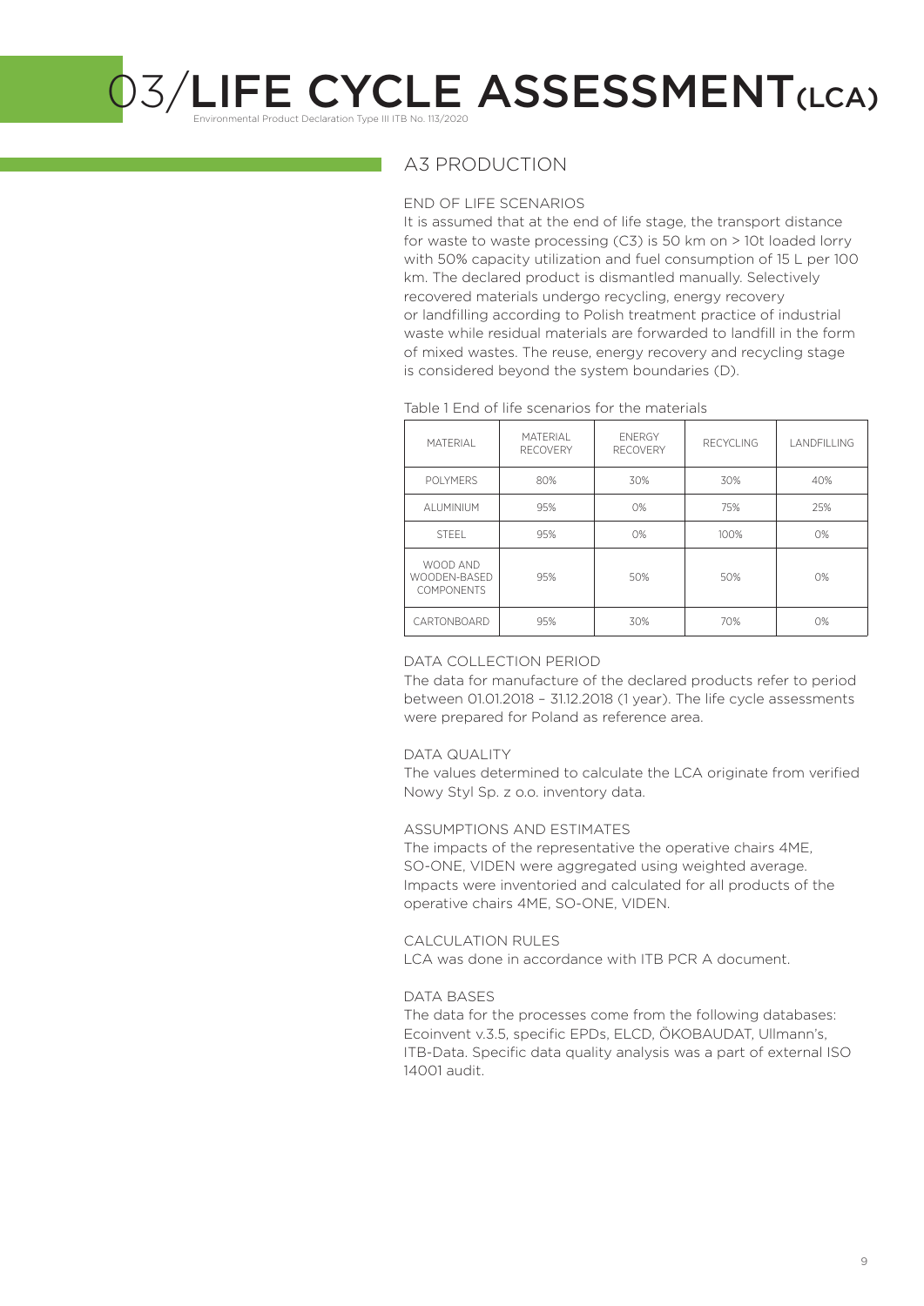# 03/LIFE CYCLE ASSESSMENT(LCA)

Environmental Product Declaration Type III ITB No. 113/2020

## A3 PRODUCTION

### END OF LIFE SCENARIOS

It is assumed that at the end of life stage, the transport distance for waste to waste processing (C3) is 50 km on > 10t loaded lorry with 50% capacity utilization and fuel consumption of 15 L per 100 km. The declared product is dismantled manually. Selectively recovered materials undergo recycling, energy recovery or landfilling according to Polish treatment practice of industrial waste while residual materials are forwarded to landfill in the form of mixed wastes. The reuse, energy recovery and recycling stage is considered beyond the system boundaries (D).

Table 1 End of life scenarios for the materials

| MATERIAL | MATERIAL RECOVERY | ENERGY RECOVERY | RECYCLING | LANDFILLING |
|---|---|---|---|---|
| POLYMERS | 80% | 30% | 30% | 40% |
| ALUMINIUM | 95% | 0% | 75% | 25% |
| STEEL | 95% | 0% | 100% | 0% |
| WOOD AND WOODEN-BASED COMPONENTS | 95% | 50% | 50% | 0% |
| CARTONBOARD | 95% | 30% | 70% | 0% |

### DATA COLLECTION PERIOD

The data for manufacture of the declared products refer to period between 01.01.2018 – 31.12.2018 (1 year). The life cycle assessments were prepared for Poland as reference area.

### DATA QUALITY

The values determined to calculate the LCA originate from verified Nowy Styl Sp. z o.o. inventory data.

### ASSUMPTIONS AND ESTIMATES

The impacts of the representative the operative chairs 4ME, SO-ONE, VIDEN were aggregated using weighted average. Impacts were inventoried and calculated for all products of the operative chairs 4ME, SO-ONE, VIDEN.

### CALCULATION RULES

LCA was done in accordance with ITB PCR A document.

### DATA BASES

The data for the processes come from the following databases: Ecoinvent v.3.5, specific EPDs, ELCD, ÖKOBAUDAT, Ullmann's, ITB-Data. Specific data quality analysis was a part of external ISO 14001 audit.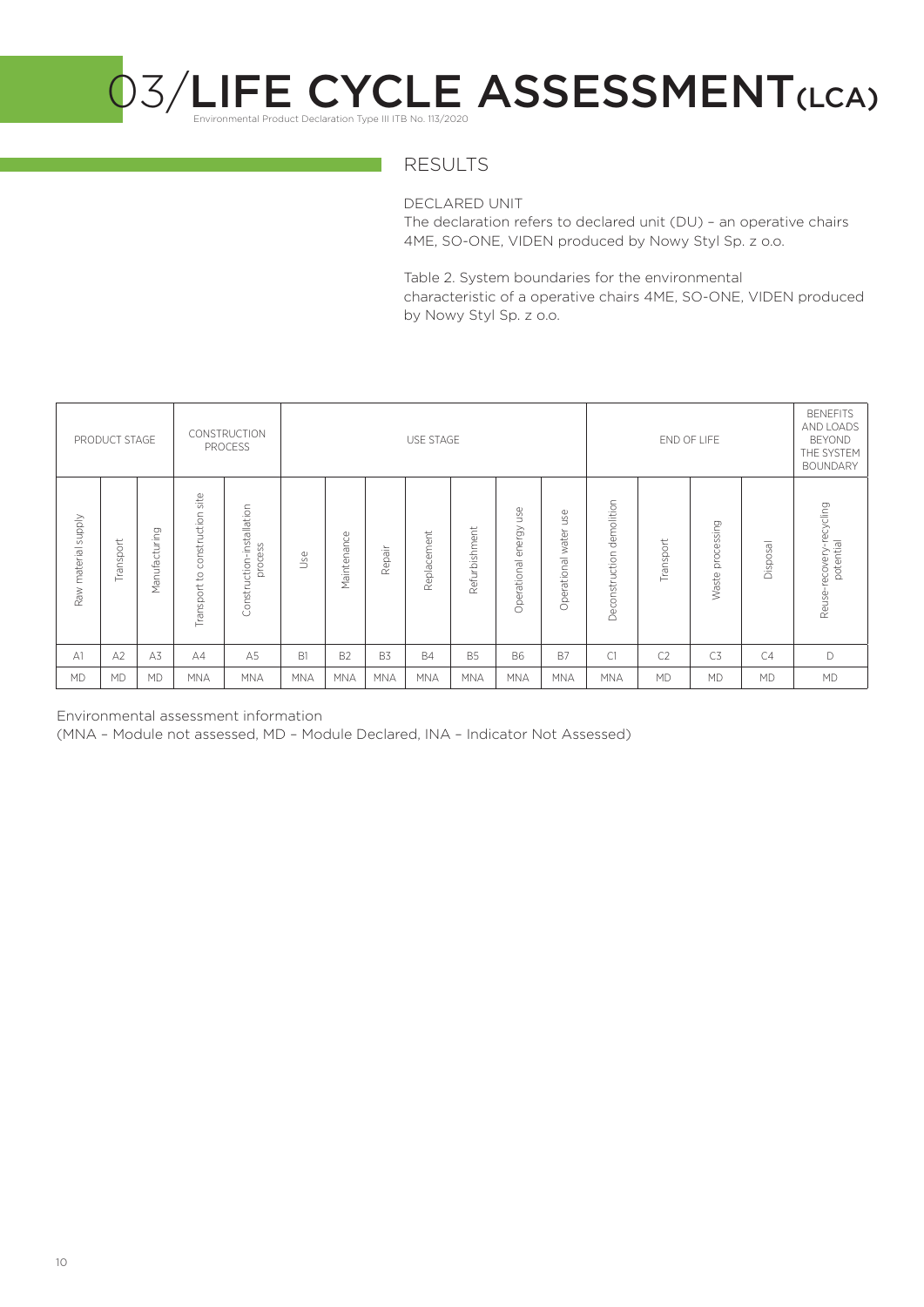# 03/LIFE CYCLE ASSESSMENT(LCA)

Environmental Product Declaration Type III ITB No. 113/2020

## RESULTS

DECLARED UNIT

The declaration refers to declared unit (DU) – an operative chairs 4ME, SO-ONE, VIDEN produced by Nowy Styl Sp. z o.o.

Table 2. System boundaries for the environmental characteristic of a operative chairs 4ME, SO-ONE, VIDEN produced by Nowy Styl Sp. z o.o.

| PRODUCT STAGE | | | CONSTRUCTION PROCESS | | USE STAGE | | | | | | | END OF LIFE | | | | BENEFITS AND LOADS BEYOND THE SYSTEM BOUNDARY |
|---|---|---|---|---|---|---|---|---|---|---|---|---|---|---|---|---|
| Raw material supply | Transport | Manufacturing | Transport to construction site | Construction-installation process | Use | Maintenance | Repair | Replacement | Refurbishment | Operational energy use | Operational water use | Deconstruction demolition | Transport | Waste processing | Disposal | Reuse-recovery-recycling potential |
| A1 | A2 | A3 | A4 | A5 | B1 | B2 | B3 | B4 | B5 | B6 | B7 | C1 | C2 | C3 | C4 | D |
| MD | MD | MD | MNA | MNA | MNA | MNA | MNA | MNA | MNA | MNA | MNA | MNA | MD | MD | MD | MD |

Environmental assessment information
(MNA – Module not assessed, MD – Module Declared, INA – Indicator Not Assessed)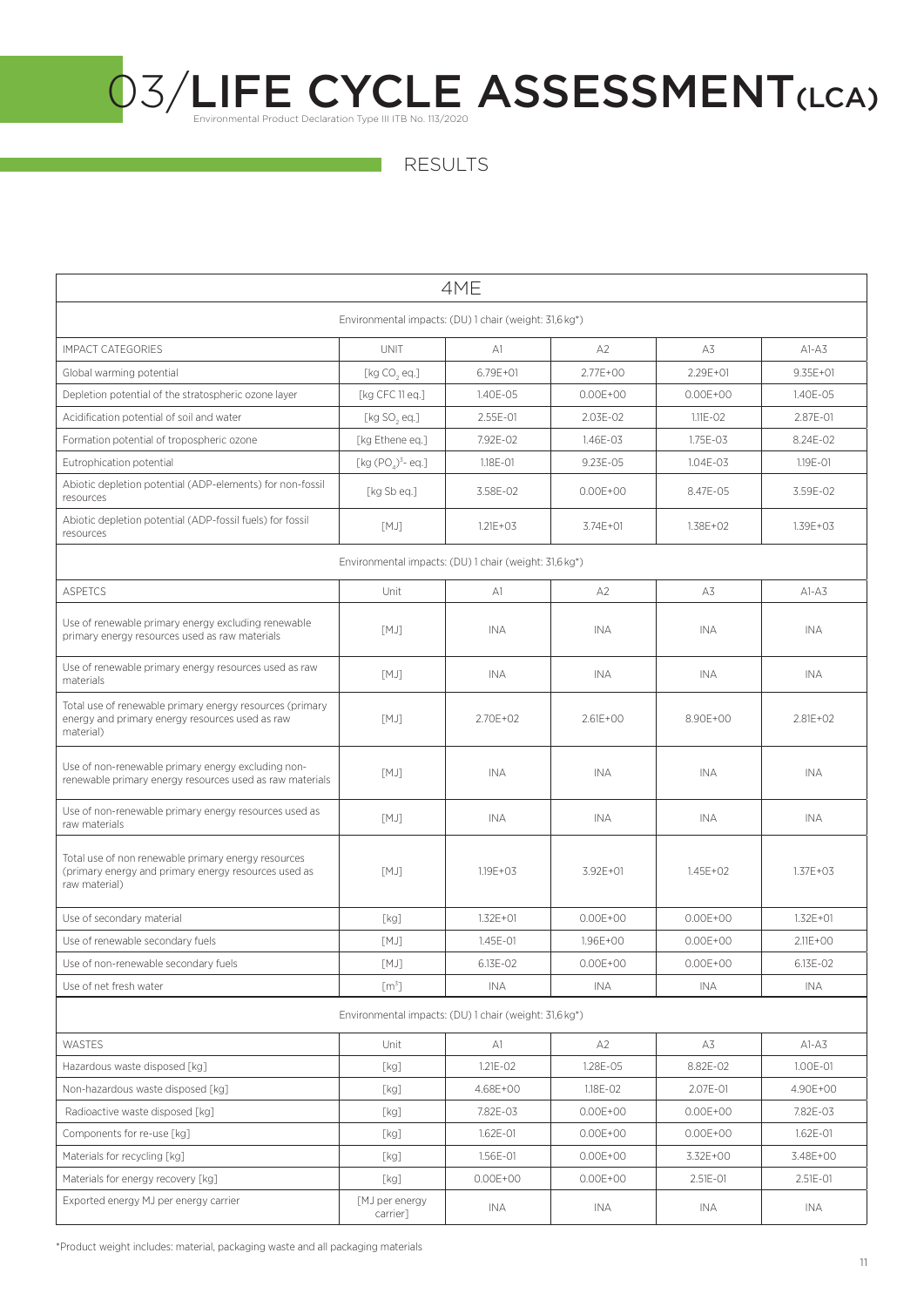# 03/LIFE CYCLE ASSESSMENT(LCA)

Environmental Product Declaration Type III ITB No. 113/2020

## RESULTS

| 4ME | | | | | |
|---|---|---|---|---|---|
| Environmental impacts: (DU) 1 chair (weight: 31,6 kg*) | | | | | |
| IMPACT CATEGORIES | UNIT | A1 | A2 | A3 | A1-A3 |
| Global warming potential | [kg $CO_2$ eq.] | 6.79E+01 | 2.77E+00 | 2.29E+01 | 9.35E+01 |
| Depletion potential of the stratospheric ozone layer | [kg CFC 11 eq.] | 1.40E-05 | 0.00E+00 | 0.00E+00 | 1.40E-05 |
| Acidification potential of soil and water | [kg $SO_2$ eq.] | 2.55E-01 | 2.03E-02 | 1.11E-02 | 2.87E-01 |
| Formation potential of tropospheric ozone | [kg Ethene eq.] | 7.92E-02 | 1.46E-03 | 1.75E-03 | 8.24E-02 |
| Eutrophication potential | [kg $(PO_4)^{3-}$ eq.] | 1.18E-01 | 9.23E-05 | 1.04E-03 | 1.19E-01 |
| Abiotic depletion potential (ADP-elements) for non-fossil resources | [kg Sb eq.] | 3.58E-02 | 0.00E+00 | 8.47E-05 | 3.59E-02 |
| Abiotic depletion potential (ADP-fossil fuels) for fossil resources | [MJ] | 1.21E+03 | 3.74E+01 | 1.38E+02 | 1.39E+03 |
| Environmental impacts: (DU) 1 chair (weight: 31,6 kg*) | | | | | |
| ASPETCS | Unit | A1 | A2 | A3 | A1-A3 |
| Use of renewable primary energy excluding renewable primary energy resources used as raw materials | [MJ] | INA | INA | INA | INA |
| Use of renewable primary energy resources used as raw materials | [MJ] | INA | INA | INA | INA |
| Total use of renewable primary energy resources (primary energy and primary energy resources used as raw material) | [MJ] | 2.70E+02 | 2.61E+00 | 8.90E+00 | 2.81E+02 |
| Use of non-renewable primary energy excluding non-renewable primary energy resources used as raw materials | [MJ] | INA | INA | INA | INA |
| Use of non-renewable primary energy resources used as raw materials | [MJ] | INA | INA | INA | INA |
| Total use of non renewable primary energy resources (primary energy and primary energy resources used as raw material) | [MJ] | 1.19E+03 | 3.92E+01 | 1.45E+02 | 1.37E+03 |
| Use of secondary material | [kg] | 1.32E+01 | 0.00E+00 | 0.00E+00 | 1.32E+01 |
| Use of renewable secondary fuels | [MJ] | 1.45E-01 | 1.96E+00 | 0.00E+00 | 2.11E+00 |
| Use of non-renewable secondary fuels | [MJ] | 6.13E-02 | 0.00E+00 | 0.00E+00 | 6.13E-02 |
| Use of net fresh water | [$m^3$] | INA | INA | INA | INA |
| Environmental impacts: (DU) 1 chair (weight: 31,6 kg*) | | | | | |
| WASTES | Unit | A1 | A2 | A3 | A1-A3 |
| Hazardous waste disposed [kg] | [kg] | 1.21E-02 | 1.28E-05 | 8.82E-02 | 1.00E-01 |
| Non-hazardous waste disposed [kg] | [kg] | 4.68E+00 | 1.18E-02 | 2.07E-01 | 4.90E+00 |
| Radioactive waste disposed [kg] | [kg] | 7.82E-03 | 0.00E+00 | 0.00E+00 | 7.82E-03 |
| Components for re-use [kg] | [kg] | 1.62E-01 | 0.00E+00 | 0.00E+00 | 1.62E-01 |
| Materials for recycling [kg] | [kg] | 1.56E-01 | 0.00E+00 | 3.32E+00 | 3.48E+00 |
| Materials for energy recovery [kg] | [kg] | 0.00E+00 | 0.00E+00 | 2.51E-01 | 2.51E-01 |
| Exported energy MJ per energy carrier | [MJ per energy carrier] | INA | INA | INA | INA |

*Product weight includes: material, packaging waste and all packaging materials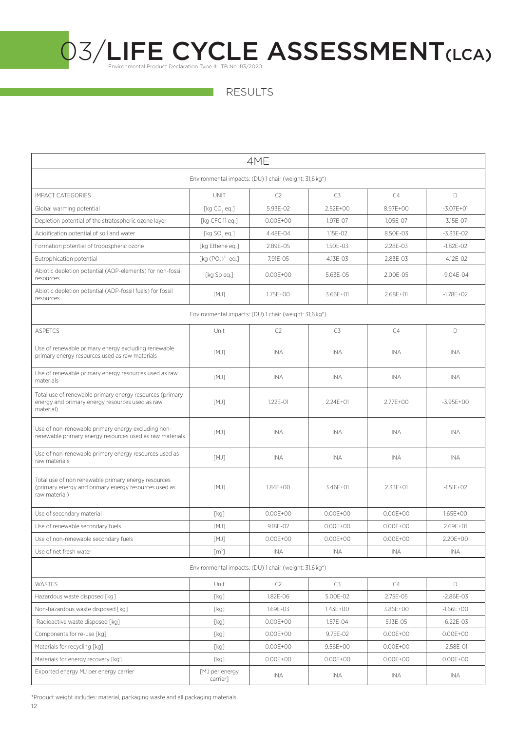# 03/LIFE CYCLE ASSESSMENT(LCA)

Environmental Product Declaration Type III ITB No. 113/2020

## RESULTS

| 4ME | | | | | |
|---|---|---|---|---|---|
| Environmental impacts: (DU) 1 chair (weight: 31,6 kg*) | | | | | |
| IMPACT CATEGORIES | UNIT | C2 | C3 | C4 | D |
| Global warming potential | [kg $CO_2$ eq.] | 5.93E-02 | 2.52E+00 | 8.97E+00 | -3.07E+01 |
| Depletion potential of the stratospheric ozone layer | [kg CFC 11 eq.] | 0.00E+00 | 1.97E-07 | 1.05E-07 | -3.15E-07 |
| Acidification potential of soil and water | [kg $SO_2$ eq.] | 4.48E-04 | 1.15E-02 | 8.50E-03 | -3.33E-02 |
| Formation potential of tropospheric ozone | [kg Ethene eq.] | 2.89E-05 | 1.50E-03 | 2.28E-03 | -1.82E-02 |
| Eutrophication potential | [kg $(PO_4)^{3-}$ eq.] | 7.91E-05 | 4.13E-03 | 2.83E-03 | -4.12E-02 |
| Abiotic depletion potential (ADP-elements) for non-fossil resources | [kg Sb eq.] | 0.00E+00 | 5.63E-05 | 2.00E-05 | -9.04E-04 |
| Abiotic depletion potential (ADP-fossil fuels) for fossil resources | [MJ] | 1.75E+00 | 3.66E+01 | 2.68E+01 | -1.78E+02 |
| Environmental impacts: (DU) 1 chair (weight: 31,6 kg*) | | | | | |
| ASPETCS | Unit | C2 | C3 | C4 | D |
| Use of renewable primary energy excluding renewable primary energy resources used as raw materials | [MJ] | INA | INA | INA | INA |
| Use of renewable primary energy resources used as raw materials | [MJ] | INA | INA | INA | INA |
| Total use of renewable primary energy resources (primary energy and primary energy resources used as raw material) | [MJ] | 1.22E-01 | 2.24E+01 | 2.77E+00 | -3.95E+00 |
| Use of non-renewable primary energy excluding non-renewable primary energy resources used as raw materials | [MJ] | INA | INA | INA | INA |
| Use of non-renewable primary energy resources used as raw materials | [MJ] | INA | INA | INA | INA |
| Total use of non renewable primary energy resources (primary energy and primary energy resources used as raw material) | [MJ] | 1.84E+00 | 3.46E+01 | 2.33E+01 | -1.51E+02 |
| Use of secondary material | [kg] | 0.00E+00 | 0.00E+00 | 0.00E+00 | 1.65E+00 |
| Use of renewable secondary fuels | [MJ] | 9.18E-02 | 0.00E+00 | 0.00E+00 | 2.69E+01 |
| Use of non-renewable secondary fuels | [MJ] | 0.00E+00 | 0.00E+00 | 0.00E+00 | 2.20E+00 |
| Use of net fresh water | [$m^3$] | INA | INA | INA | INA |
| Environmental impacts: (DU) 1 chair (weight: 31,6 kg*) | | | | | |
| WASTES | Unit | C2 | C3 | C4 | D |
| Hazardous waste disposed [kg] | [kg] | 1.82E-06 | 5.00E-02 | 2.75E-05 | -2.86E-03 |
| Non-hazardous waste disposed [kg] | [kg] | 1.69E-03 | 1.43E+00 | 3.86E+00 | -1.66E+00 |
| Radioactive waste disposed [kg] | [kg] | 0.00E+00 | 1.57E-04 | 5.13E-05 | -6.22E-03 |
| Components for re-use [kg] | [kg] | 0.00E+00 | 9.75E-02 | 0.00E+00 | 0.00E+00 |
| Materials for recycling [kg] | [kg] | 0.00E+00 | 9.56E+00 | 0.00E+00 | -2.58E-01 |
| Materials for energy recovery [kg] | [kg] | 0.00E+00 | 0.00E+00 | 0.00E+00 | 0.00E+00 |
| Exported energy MJ per energy carrier | [MJ per energy carrier] | INA | INA | INA | INA |

*Product weight includes: material, packaging waste and all packaging materials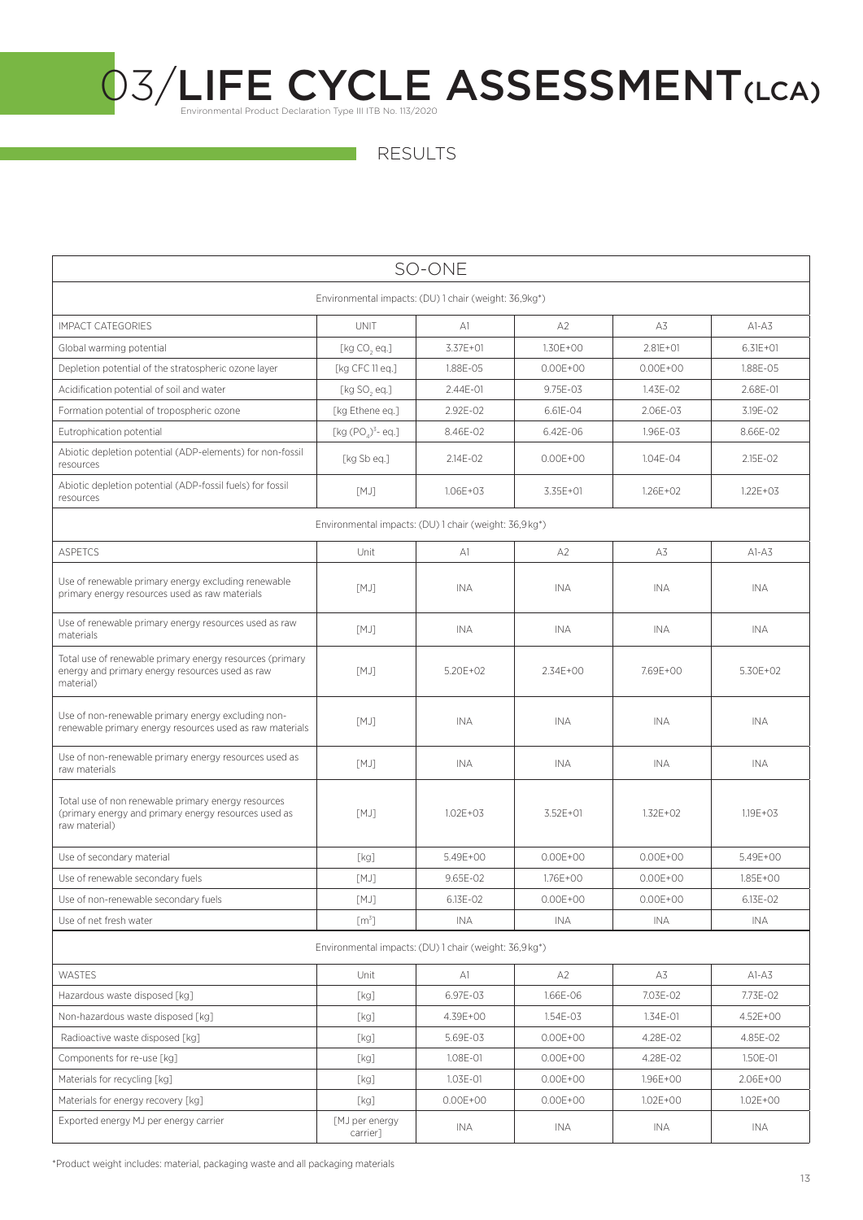# 03/LIFE CYCLE ASSESSMENT (LCA)

Environmental Product Declaration Type III ITB No. 113/2020

## RESULTS

| SO-ONE | | | | | |
|---|---|---|---|---|---|
| Environmental impacts: (DU) 1 chair (weight: 36,9kg*) | | | | | |
| IMPACT CATEGORIES | UNIT | A1 | A2 | A3 | A1-A3 |
| Global warming potential | [kg $CO_2$ eq.] | 3.37E+01 | 1.30E+00 | 2.81E+01 | 6.31E+01 |
| Depletion potential of the stratospheric ozone layer | [kg CFC 11 eq.] | 1.88E-05 | 0.00E+00 | 0.00E+00 | 1.88E-05 |
| Acidification potential of soil and water | [kg $SO_2$ eq.] | 2.44E-01 | 9.75E-03 | 1.43E-02 | 2.68E-01 |
| Formation potential of tropospheric ozone | [kg Ethene eq.] | 2.92E-02 | 6.61E-04 | 2.06E-03 | 3.19E-02 |
| Eutrophication potential | [kg $(PO_4)^{3-}$ eq.] | 8.46E-02 | 6.42E-06 | 1.96E-03 | 8.66E-02 |
| Abiotic depletion potential (ADP-elements) for non-fossil resources | [kg Sb eq.] | 2.14E-02 | 0.00E+00 | 1.04E-04 | 2.15E-02 |
| Abiotic depletion potential (ADP-fossil fuels) for fossil resources | [MJ] | 1.06E+03 | 3.35E+01 | 1.26E+02 | 1.22E+03 |
| Environmental impacts: (DU) 1 chair (weight: 36,9 kg*) | | | | | |
| ASPETCS | Unit | A1 | A2 | A3 | A1-A3 |
| Use of renewable primary energy excluding renewable primary energy resources used as raw materials | [MJ] | INA | INA | INA | INA |
| Use of renewable primary energy resources used as raw materials | [MJ] | INA | INA | INA | INA |
| Total use of renewable primary energy resources (primary energy and primary energy resources used as raw material) | [MJ] | 5.20E+02 | 2.34E+00 | 7.69E+00 | 5.30E+02 |
| Use of non-renewable primary energy excluding non-renewable primary energy resources used as raw materials | [MJ] | INA | INA | INA | INA |
| Use of non-renewable primary energy resources used as raw materials | [MJ] | INA | INA | INA | INA |
| Total use of non renewable primary energy resources (primary energy and primary energy resources used as raw material) | [MJ] | 1.02E+03 | 3.52E+01 | 1.32E+02 | 1.19E+03 |
| Use of secondary material | [kg] | 5.49E+00 | 0.00E+00 | 0.00E+00 | 5.49E+00 |
| Use of renewable secondary fuels | [MJ] | 9.65E-02 | 1.76E+00 | 0.00E+00 | 1.85E+00 |
| Use of non-renewable secondary fuels | [MJ] | 6.13E-02 | 0.00E+00 | 0.00E+00 | 6.13E-02 |
| Use of net fresh water | [$m^3$] | INA | INA | INA | INA |
| Environmental impacts: (DU) 1 chair (weight: 36,9 kg*) | | | | | |
| WASTES | Unit | A1 | A2 | A3 | A1-A3 |
| Hazardous waste disposed [kg] | [kg] | 6.97E-03 | 1.66E-06 | 7.03E-02 | 7.73E-02 |
| Non-hazardous waste disposed [kg] | [kg] | 4.39E+00 | 1.54E-03 | 1.34E-01 | 4.52E+00 |
| Radioactive waste disposed [kg] | [kg] | 5.69E-03 | 0.00E+00 | 4.28E-02 | 4.85E-02 |
| Components for re-use [kg] | [kg] | 1.08E-01 | 0.00E+00 | 4.28E-02 | 1.50E-01 |
| Materials for recycling [kg] | [kg] | 1.03E-01 | 0.00E+00 | 1.96E+00 | 2.06E+00 |
| Materials for energy recovery [kg] | [kg] | 0.00E+00 | 0.00E+00 | 1.02E+00 | 1.02E+00 |
| Exported energy MJ per energy carrier | [MJ per energy carrier] | INA | INA | INA | INA |

*Product weight includes: material, packaging waste and all packaging materials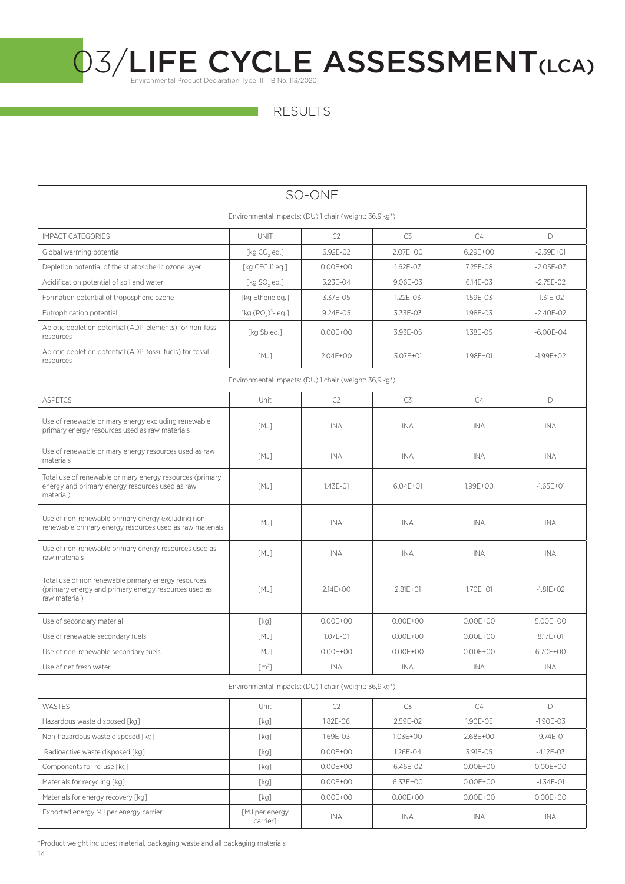# 03/LIFE CYCLE ASSESSMENT(LCA)

Environmental Product Declaration Type III ITB No. 113/2020

## RESULTS

| SO-ONE | | | | | |
|---|---|---|---|---|---|
| Environmental impacts: (DU) 1 chair (weight: 36,9 kg*) | | | | | |
| IMPACT CATEGORIES | UNIT | C2 | C3 | C4 | D |
| Global warming potential | [kg $CO_2$ eq.] | 6.92E-02 | 2.07E+00 | 6.29E+00 | -2.39E+01 |
| Depletion potential of the stratospheric ozone layer | [kg CFC 11 eq.] | 0.00E+00 | 1.62E-07 | 7.25E-08 | -2.05E-07 |
| Acidification potential of soil and water | [kg $SO_2$ eq.] | 5.23E-04 | 9.06E-03 | 6.14E-03 | -2.75E-02 |
| Formation potential of tropospheric ozone | [kg Ethene eq.] | 3.37E-05 | 1.22E-03 | 1.59E-03 | -1.31E-02 |
| Eutrophication potential | [kg $(PO_4)^{3-}$ eq.] | 9.24E-05 | 3.33E-03 | 1.98E-03 | -2.40E-02 |
| Abiotic depletion potential (ADP-elements) for non-fossil resources | [kg Sb eq.] | 0.00E+00 | 3.93E-05 | 1.38E-05 | -6.00E-04 |
| Abiotic depletion potential (ADP-fossil fuels) for fossil resources | [MJ] | 2.04E+00 | 3.07E+01 | 1.98E+01 | -1.99E+02 |
| Environmental impacts: (DU) 1 chair (weight: 36,9 kg*) | | | | | |
| ASPETCS | Unit | C2 | C3 | C4 | D |
| Use of renewable primary energy excluding renewable primary energy resources used as raw materials | [MJ] | INA | INA | INA | INA |
| Use of renewable primary energy resources used as raw materials | [MJ] | INA | INA | INA | INA |
| Total use of renewable primary energy resources (primary energy and primary energy resources used as raw material) | [MJ] | 1.43E-01 | 6.04E+01 | 1.99E+00 | -1.65E+01 |
| Use of non-renewable primary energy excluding non-renewable primary energy resources used as raw materials | [MJ] | INA | INA | INA | INA |
| Use of non-renewable primary energy resources used as raw materials | [MJ] | INA | INA | INA | INA |
| Total use of non renewable primary energy resources (primary energy and primary energy resources used as raw material) | [MJ] | 2.14E+00 | 2.81E+01 | 1.70E+01 | -1.81E+02 |
| Use of secondary material | [kg] | 0.00E+00 | 0.00E+00 | 0.00E+00 | 5.00E+00 |
| Use of renewable secondary fuels | [MJ] | 1.07E-01 | 0.00E+00 | 0.00E+00 | 8.17E+01 |
| Use of non-renewable secondary fuels | [MJ] | 0.00E+00 | 0.00E+00 | 0.00E+00 | 6.70E+00 |
| Use of net fresh water | [$m^3$] | INA | INA | INA | INA |
| Environmental impacts: (DU) 1 chair (weight: 36,9 kg*) | | | | | |
| WASTES | Unit | C2 | C3 | C4 | D |
| Hazardous waste disposed [kg] | [kg] | 1.82E-06 | 2.59E-02 | 1.90E-05 | -1.90E-03 |
| Non-hazardous waste disposed [kg] | [kg] | 1.69E-03 | 1.03E+00 | 2.68E+00 | -9.74E-01 |
| Radioactive waste disposed [kg] | [kg] | 0.00E+00 | 1.26E-04 | 3.91E-05 | -4.12E-03 |
| Components for re-use [kg] | [kg] | 0.00E+00 | 6.46E-02 | 0.00E+00 | 0.00E+00 |
| Materials for recycling [kg] | [kg] | 0.00E+00 | 6.33E+00 | 0.00E+00 | -1.34E-01 |
| Materials for energy recovery [kg] | [kg] | 0.00E+00 | 0.00E+00 | 0.00E+00 | 0.00E+00 |
| Exported energy MJ per energy carrier | [MJ per energy carrier] | INA | INA | INA | INA |

*Product weight includes: material, packaging waste and all packaging materials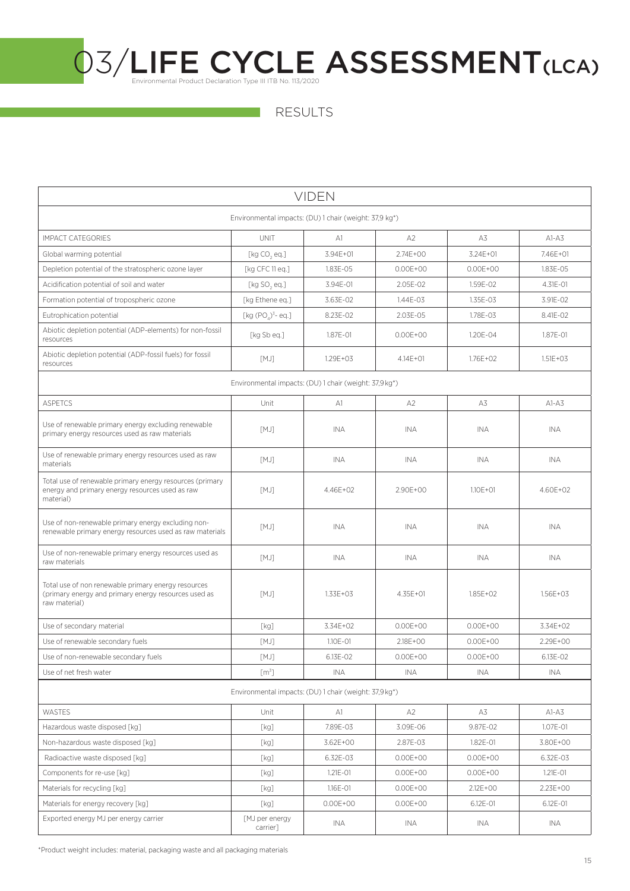# 03/LIFE CYCLE ASSESSMENT(LCA)

Environmental Product Declaration Type III ITB No. 113/2020

## RESULTS

| VIDEN | | | | | |
|---|---|---|---|---|---|
| Environmental impacts: (DU) 1 chair (weight: 37,9 kg*) | | | | | |
| IMPACT CATEGORIES | UNIT | A1 | A2 | A3 | A1-A3 |
| Global warming potential | [kg $CO_2$ eq.] | 3.94E+01 | 2.74E+00 | 3.24E+01 | 7.46E+01 |
| Depletion potential of the stratospheric ozone layer | [kg CFC 11 eq.] | 1.83E-05 | 0.00E+00 | 0.00E+00 | 1.83E-05 |
| Acidification potential of soil and water | [kg $SO_2$ eq.] | 3.94E-01 | 2.05E-02 | 1.59E-02 | 4.31E-01 |
| Formation potential of tropospheric ozone | [kg Ethene eq.] | 3.63E-02 | 1.44E-03 | 1.35E-03 | 3.91E-02 |
| Eutrophication potential | [kg $(PO_4)^{3-}$ eq.] | 8.23E-02 | 2.03E-05 | 1.78E-03 | 8.41E-02 |
| Abiotic depletion potential (ADP-elements) for non-fossil resources | [kg Sb eq.] | 1.87E-01 | 0.00E+00 | 1.20E-04 | 1.87E-01 |
| Abiotic depletion potential (ADP-fossil fuels) for fossil resources | [MJ] | 1.29E+03 | 4.14E+01 | 1.76E+02 | 1.51E+03 |
| Environmental impacts: (DU) 1 chair (weight: 37,9 kg*) | | | | | |
| ASPETCS | Unit | A1 | A2 | A3 | A1-A3 |
| Use of renewable primary energy excluding renewable primary energy resources used as raw materials | [MJ] | INA | INA | INA | INA |
| Use of renewable primary energy resources used as raw materials | [MJ] | INA | INA | INA | INA |
| Total use of renewable primary energy resources (primary energy and primary energy resources used as raw material) | [MJ] | 4.46E+02 | 2.90E+00 | 1.10E+01 | 4.60E+02 |
| Use of non-renewable primary energy excluding non-renewable primary energy resources used as raw materials | [MJ] | INA | INA | INA | INA |
| Use of non-renewable primary energy resources used as raw materials | [MJ] | INA | INA | INA | INA |
| Total use of non renewable primary energy resources (primary energy and primary energy resources used as raw material) | [MJ] | 1.33E+03 | 4.35E+01 | 1.85E+02 | 1.56E+03 |
| Use of secondary material | [kg] | 3.34E+02 | 0.00E+00 | 0.00E+00 | 3.34E+02 |
| Use of renewable secondary fuels | [MJ] | 1.10E-01 | 2.18E+00 | 0.00E+00 | 2.29E+00 |
| Use of non-renewable secondary fuels | [MJ] | 6.13E-02 | 0.00E+00 | 0.00E+00 | 6.13E-02 |
| Use of net fresh water | [$m^3$] | INA | INA | INA | INA |
| Environmental impacts: (DU) 1 chair (weight: 37,9 kg*) | | | | | |
| WASTES | Unit | A1 | A2 | A3 | A1-A3 |
| Hazardous waste disposed [kg] | [kg] | 7.89E-03 | 3.09E-06 | 9.87E-02 | 1.07E-01 |
| Non-hazardous waste disposed [kg] | [kg] | 3.62E+00 | 2.87E-03 | 1.82E-01 | 3.80E+00 |
| Radioactive waste disposed [kg] | [kg] | 6.32E-03 | 0.00E+00 | 0.00E+00 | 6.32E-03 |
| Components for re-use [kg] | [kg] | 1.21E-01 | 0.00E+00 | 0.00E+00 | 1.21E-01 |
| Materials for recycling [kg] | [kg] | 1.16E-01 | 0.00E+00 | 2.12E+00 | 2.23E+00 |
| Materials for energy recovery [kg] | [kg] | 0.00E+00 | 0.00E+00 | 6.12E-01 | 6.12E-01 |
| Exported energy MJ per energy carrier | [MJ per energy carrier] | INA | INA | INA | INA |

*Product weight includes: material, packaging waste and all packaging materials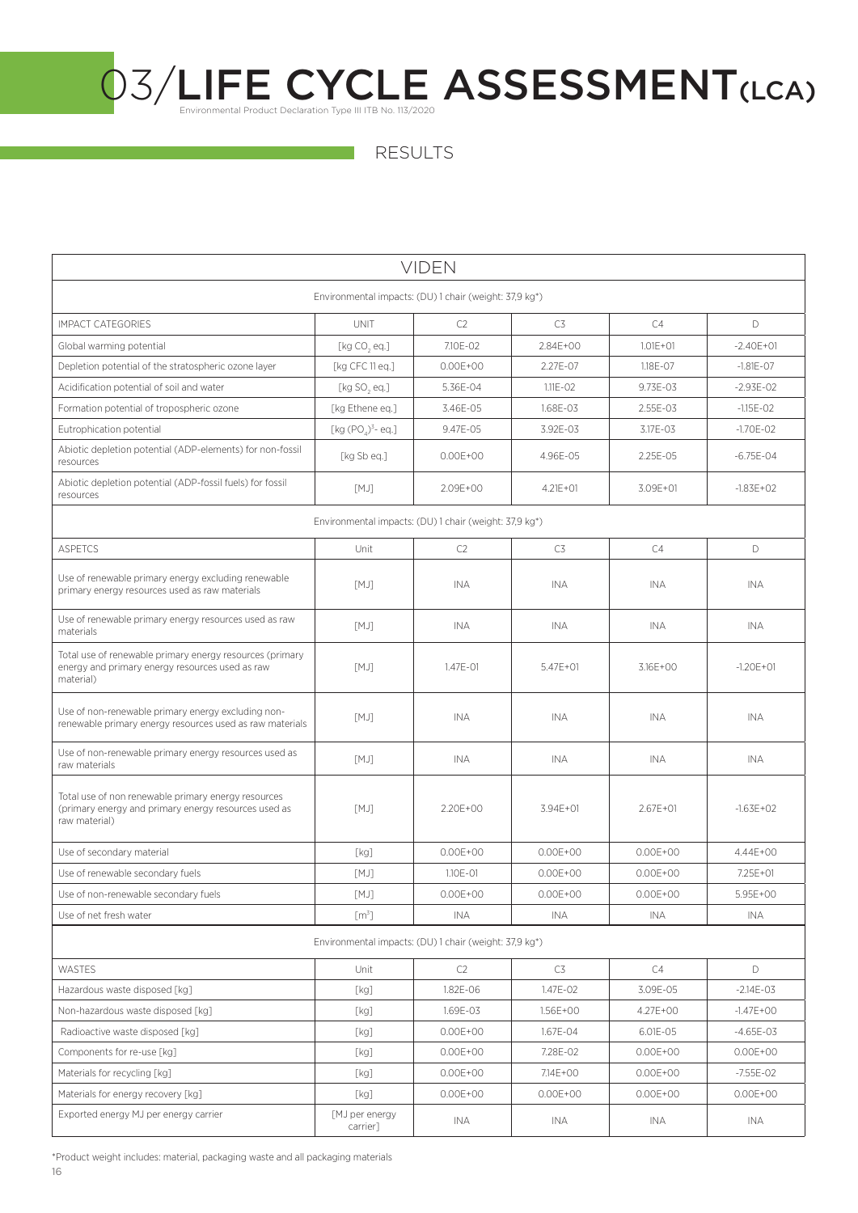# 03/LIFE CYCLE ASSESSMENT (LCA)

Environmental Product Declaration Type III ITB No. 113/2020

## RESULTS

| VIDEN | | | | | |
|---|---|---|---|---|---|
| Environmental impacts: (DU) 1 chair (weight: 37,9 kg*) | | | | | |
| IMPACT CATEGORIES | UNIT | C2 | C3 | C4 | D |
| Global warming potential | [kg $CO_2$ eq.] | 7.10E-02 | 2.84E+00 | 1.01E+01 | -2.40E+01 |
| Depletion potential of the stratospheric ozone layer | [kg CFC 11 eq.] | 0.00E+00 | 2.27E-07 | 1.18E-07 | -1.81E-07 |
| Acidification potential of soil and water | [kg $SO_2$ eq.] | 5.36E-04 | 1.11E-02 | 9.73E-03 | -2.93E-02 |
| Formation potential of tropospheric ozone | [kg Ethene eq.] | 3.46E-05 | 1.68E-03 | 2.55E-03 | -1.15E-02 |
| Eutrophication potential | [kg $(PO_4)^{3-}$ eq.] | 9.47E-05 | 3.92E-03 | 3.17E-03 | -1.70E-02 |
| Abiotic depletion potential (ADP-elements) for non-fossil resources | [kg Sb eq.] | 0.00E+00 | 4.96E-05 | 2.25E-05 | -6.75E-04 |
| Abiotic depletion potential (ADP-fossil fuels) for fossil resources | [MJ] | 2.09E+00 | 4.21E+01 | 3.09E+01 | -1.83E+02 |
| Environmental impacts: (DU) 1 chair (weight: 37,9 kg*) | | | | | |
| ASPETCS | Unit | C2 | C3 | C4 | D |
| Use of renewable primary energy excluding renewable primary energy resources used as raw materials | [MJ] | INA | INA | INA | INA |
| Use of renewable primary energy resources used as raw materials | [MJ] | INA | INA | INA | INA |
| Total use of renewable primary energy resources (primary energy and primary energy resources used as raw material) | [MJ] | 1.47E-01 | 5.47E+01 | 3.16E+00 | -1.20E+01 |
| Use of non-renewable primary energy excluding non-renewable primary energy resources used as raw materials | [MJ] | INA | INA | INA | INA |
| Use of non-renewable primary energy resources used as raw materials | [MJ] | INA | INA | INA | INA |
| Total use of non renewable primary energy resources (primary energy and primary energy resources used as raw material) | [MJ] | 2.20E+00 | 3.94E+01 | 2.67E+01 | -1.63E+02 |
| Use of secondary material | [kg] | 0.00E+00 | 0.00E+00 | 0.00E+00 | 4.44E+00 |
| Use of renewable secondary fuels | [MJ] | 1.10E-01 | 0.00E+00 | 0.00E+00 | 7.25E+01 |
| Use of non-renewable secondary fuels | [MJ] | 0.00E+00 | 0.00E+00 | 0.00E+00 | 5.95E+00 |
| Use of net fresh water | [$m^3$] | INA | INA | INA | INA |
| Environmental impacts: (DU) 1 chair (weight: 37,9 kg*) | | | | | |
| WASTES | Unit | C2 | C3 | C4 | D |
| Hazardous waste disposed [kg] | [kg] | 1.82E-06 | 1.47E-02 | 3.09E-05 | -2.14E-03 |
| Non-hazardous waste disposed [kg] | [kg] | 1.69E-03 | 1.56E+00 | 4.27E+00 | -1.47E+00 |
| Radioactive waste disposed [kg] | [kg] | 0.00E+00 | 1.67E-04 | 6.01E-05 | -4.65E-03 |
| Components for re-use [kg] | [kg] | 0.00E+00 | 7.28E-02 | 0.00E+00 | 0.00E+00 |
| Materials for recycling [kg] | [kg] | 0.00E+00 | 7.14E+00 | 0.00E+00 | -7.55E-02 |
| Materials for energy recovery [kg] | [kg] | 0.00E+00 | 0.00E+00 | 0.00E+00 | 0.00E+00 |
| Exported energy MJ per energy carrier | [MJ per energy carrier] | INA | INA | INA | INA |

*Product weight includes: material, packaging waste and all packaging materials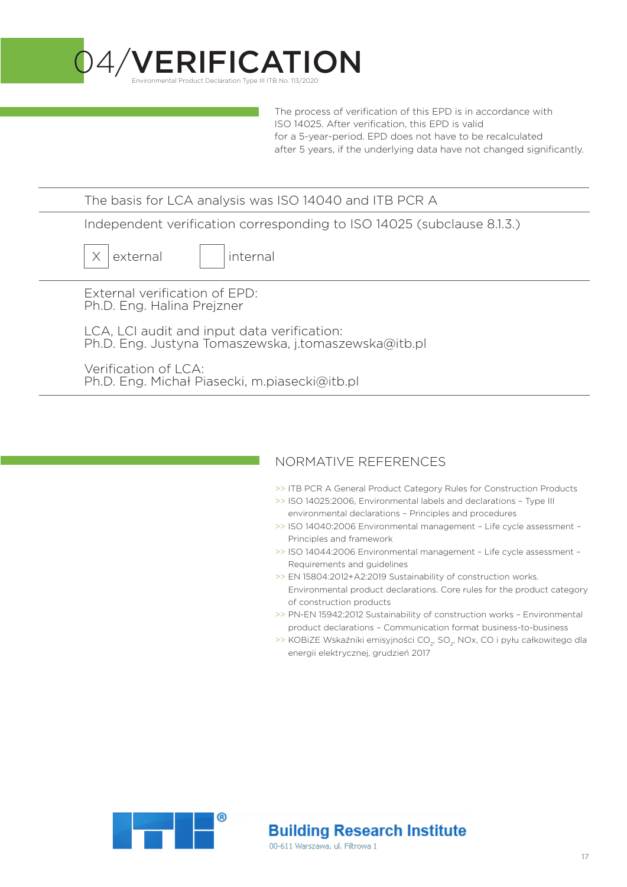# 04/VERIFICATION

Environmental Product Declaration Type III ITB No. 113/2020

The process of verification of this EPD is in accordance with ISO 14025. After verification, this EPD is valid for a 5-year-period. EPD does not have to be recalculated after 5 years, if the underlying data have not changed significantly.

The basis for LCA analysis was ISO 14040 and ITB PCR A

Independent verification corresponding to ISO 14025 (subclause 8.1.3.)

[X] external [ ] internal

External verification of EPD:
Ph.D. Eng. Halina Prejzner

LCA, LCI audit and input data verification:
Ph.D. Eng. Justyna Tomaszewska, j.tomaszewska@itb.pl

Verification of LCA:
Ph.D. Eng. Michał Piasecki, m.piasecki@itb.pl

## NORMATIVE REFERENCES

- ITB PCR A General Product Category Rules for Construction Products
- ISO 14025:2006, Environmental labels and declarations – Type III environmental declarations – Principles and procedures
- ISO 14040:2006 Environmental management – Life cycle assessment – Principles and framework
- ISO 14044:2006 Environmental management – Life cycle assessment – Requirements and guidelines
- EN 15804:2012+A2:2019 Sustainability of construction works. Environmental product declarations. Core rules for the product category of construction products
- PN-EN 15942:2012 Sustainability of construction works – Environmental product declarations – Communication format business-to-business
- KOBiZE Wskaźniki emisyjności $CO_2$, $SO_2$, NOx, CO i pyłu całkowitego dla energii elektrycznej, grudzień 2017

Building Research Institute
00-611 Warszawa, ul. Filtrowa 1